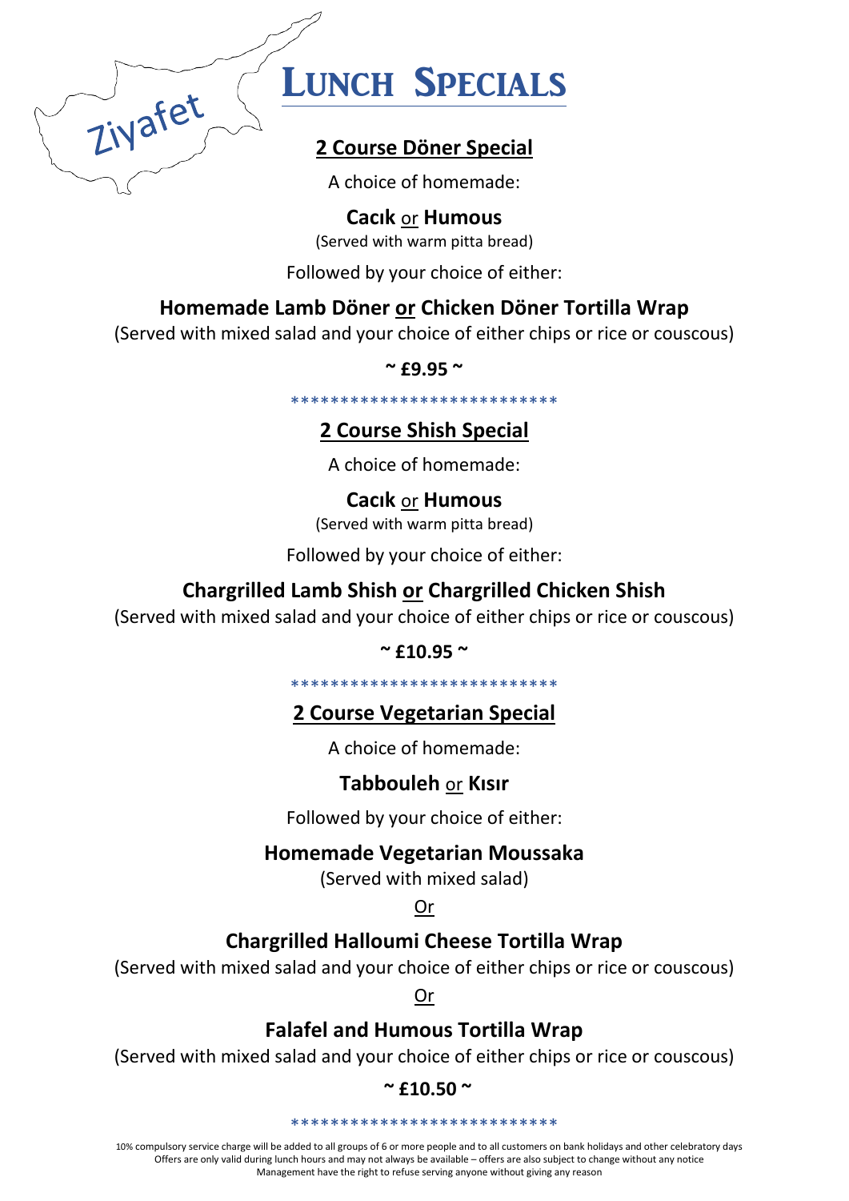Ziyafet

# LUNCH SPECIALS

## 2 Course Döner Special

A choice of homemade:

**Cacık** or **Humous**

(Served with warm pitta bread)

Followed by your choice of either:

**Homemade Lamb Döner or Chicken Döner Tortilla Wrap**

(Served with mixed salad and your choice of either chips or rice or couscous)

**~ £9.95 ~**

***************************

## 2 Course Shish Special

A choice of homemade:

**Cacık** or **Humous**

(Served with warm pitta bread)

Followed by your choice of either:

**Chargrilled Lamb Shish or Chargrilled Chicken Shish**

(Served with mixed salad and your choice of either chips or rice or couscous)

**~ £10.95 ~**

***************************

## 2 Course Vegetarian Special

A choice of homemade:

**Tabbouleh** or **Kısır**

Followed by your choice of either:

**Homemade Vegetarian Moussaka**

(Served with mixed salad)

Or

**Chargrilled Halloumi Cheese Tortilla Wrap**

(Served with mixed salad and your choice of either chips or rice or couscous)

Or

**Falafel and Humous Tortilla Wrap**

(Served with mixed salad and your choice of either chips or rice or couscous)

**~ £10.50 ~**

***************************

10% compulsory service charge will be added to all groups of 6 or more people and to all customers on bank holidays and other celebratory days
Offers are only valid during lunch hours and may not always be available – offers are also subject to change without any notice
Management have the right to refuse serving anyone without giving any reason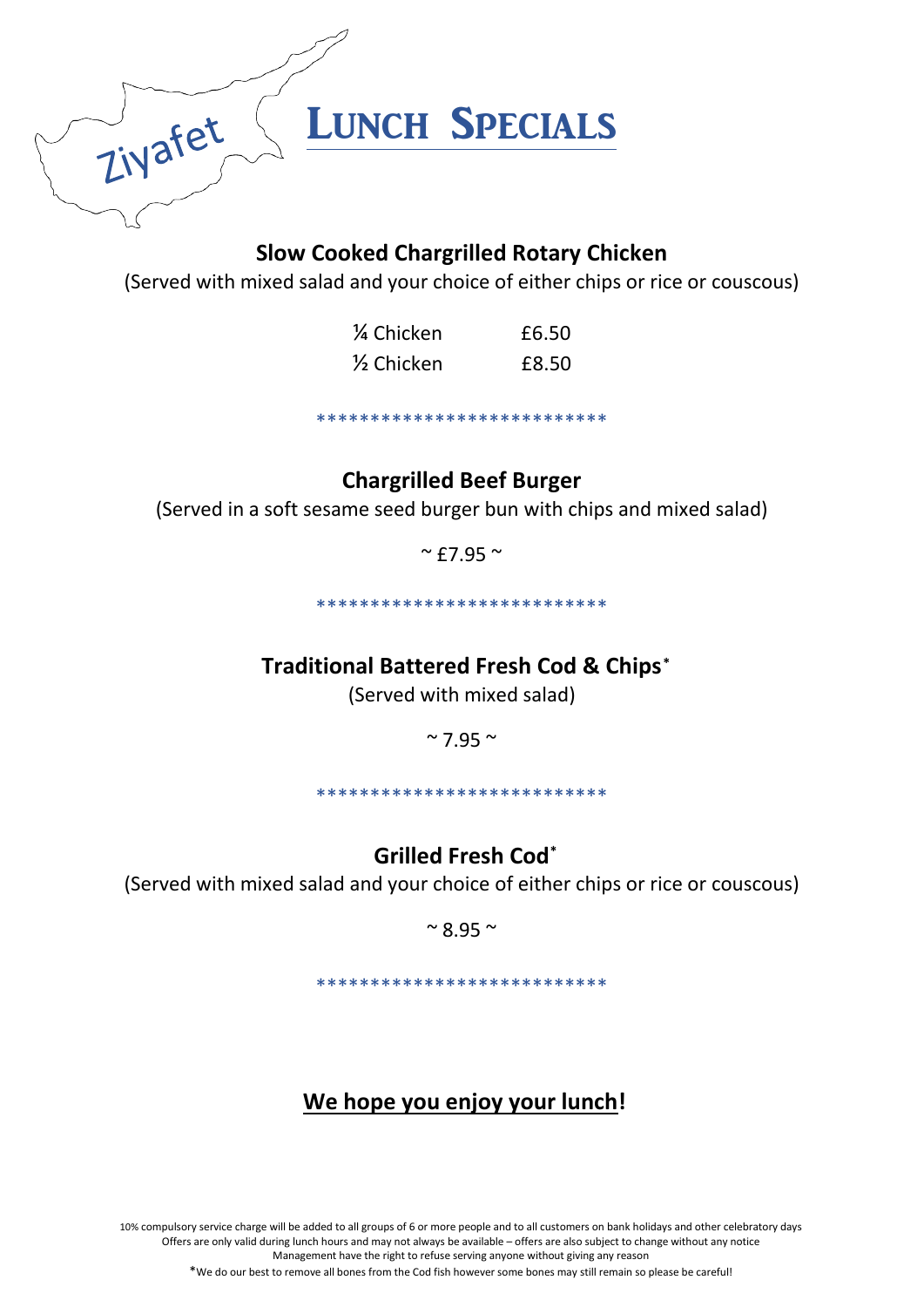Ziyafet

# Lunch Specials

## Slow Cooked Chargrilled Rotary Chicken

(Served with mixed salad and your choice of either chips or rice or couscous)

| | |
|---|---|
| ¼ Chicken | £6.50 |
| ½ Chicken | £8.50 |

***************************

## Chargrilled Beef Burger

(Served in a soft sesame seed burger bun with chips and mixed salad)

~ £7.95 ~

***************************

## Traditional Battered Fresh Cod & Chips*

(Served with mixed salad)

~ 7.95 ~

***************************

## Grilled Fresh Cod*

(Served with mixed salad and your choice of either chips or rice or couscous)

~ 8.95 ~

***************************

**<u>We hope you enjoy your lunch</u>!**

10% compulsory service charge will be added to all groups of 6 or more people and to all customers on bank holidays and other celebratory days
Offers are only valid during lunch hours and may not always be available – offers are also subject to change without any notice
Management have the right to refuse serving anyone without giving any reason
*We do our best to remove all bones from the Cod fish however some bones may still remain so please be careful!